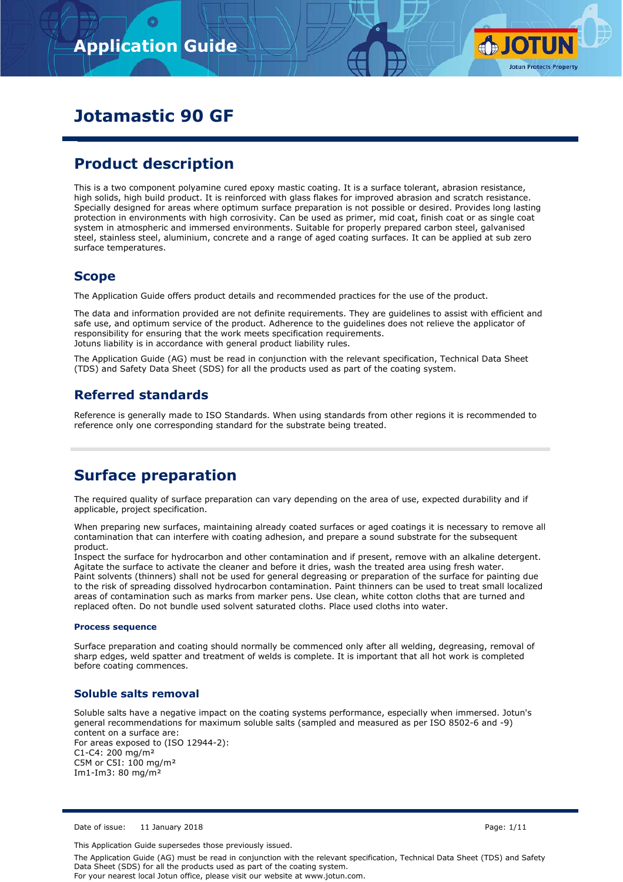# Jotamastic 90 GF

## Product description

This is a two component polyamine cured epoxy mastic coating. It is a surface tolerant, abrasion resistance, high solids, high build product. It is reinforced with glass flakes for improved abrasion and scratch resistance. Specially designed for areas where optimum surface preparation is not possible or desired. Provides long lasting protection in environments with high corrosivity. Can be used as primer, mid coat, finish coat or as single coat system in atmospheric and immersed environments. Suitable for properly prepared carbon steel, galvanised steel, stainless steel, aluminium, concrete and a range of aged coating surfaces. It can be applied at sub zero surface temperatures.

### Scope

The Application Guide offers product details and recommended practices for the use of the product.

The data and information provided are not definite requirements. They are guidelines to assist with efficient and safe use, and optimum service of the product. Adherence to the guidelines does not relieve the applicator of responsibility for ensuring that the work meets specification requirements.
Jotuns liability is in accordance with general product liability rules.

The Application Guide (AG) must be read in conjunction with the relevant specification, Technical Data Sheet (TDS) and Safety Data Sheet (SDS) for all the products used as part of the coating system.

### Referred standards

Reference is generally made to ISO Standards. When using standards from other regions it is recommended to reference only one corresponding standard for the substrate being treated.

## Surface preparation

The required quality of surface preparation can vary depending on the area of use, expected durability and if applicable, project specification.

When preparing new surfaces, maintaining already coated surfaces or aged coatings it is necessary to remove all contamination that can interfere with coating adhesion, and prepare a sound substrate for the subsequent product.
Inspect the surface for hydrocarbon and other contamination and if present, remove with an alkaline detergent. Agitate the surface to activate the cleaner and before it dries, wash the treated area using fresh water.
Paint solvents (thinners) shall not be used for general degreasing or preparation of the surface for painting due to the risk of spreading dissolved hydrocarbon contamination. Paint thinners can be used to treat small localized areas of contamination such as marks from marker pens. Use clean, white cotton cloths that are turned and replaced often. Do not bundle used solvent saturated cloths. Place used cloths into water.

#### Process sequence

Surface preparation and coating should normally be commenced only after all welding, degreasing, removal of sharp edges, weld spatter and treatment of welds is complete. It is important that all hot work is completed before coating commences.

### Soluble salts removal

Soluble salts have a negative impact on the coating systems performance, especially when immersed. Jotun's general recommendations for maximum soluble salts (sampled and measured as per ISO 8502-6 and -9) content on a surface are:
For areas exposed to (ISO 12944-2):
C1-C4: 200 mg/m²
C5M or C5I: 100 mg/m²
Im1-Im3: 80 mg/m²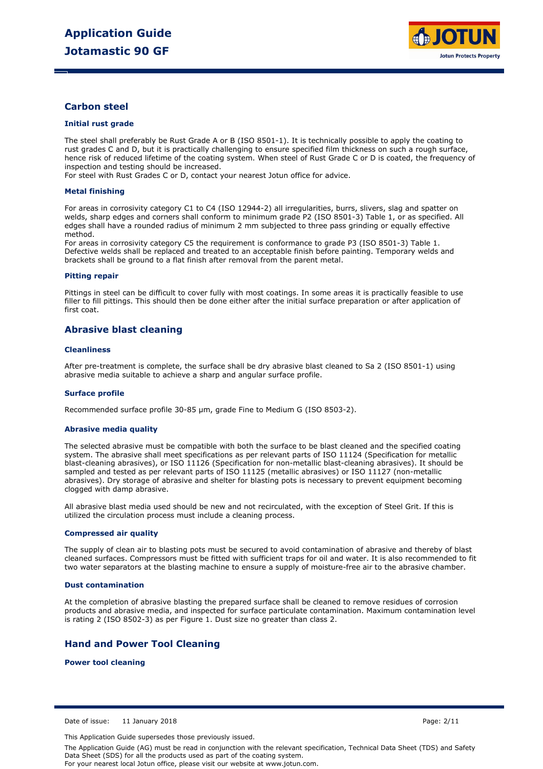## Carbon steel

### Initial rust grade

The steel shall preferably be Rust Grade A or B (ISO 8501-1). It is technically possible to apply the coating to rust grades C and D, but it is practically challenging to ensure specified film thickness on such a rough surface, hence risk of reduced lifetime of the coating system. When steel of Rust Grade C or D is coated, the frequency of inspection and testing should be increased.
For steel with Rust Grades C or D, contact your nearest Jotun office for advice.

### Metal finishing

For areas in corrosivity category C1 to C4 (ISO 12944-2) all irregularities, burrs, slivers, slag and spatter on welds, sharp edges and corners shall conform to minimum grade P2 (ISO 8501-3) Table 1, or as specified. All edges shall have a rounded radius of minimum 2 mm subjected to three pass grinding or equally effective method.
For areas in corrosivity category C5 the requirement is conformance to grade P3 (ISO 8501-3) Table 1. Defective welds shall be replaced and treated to an acceptable finish before painting. Temporary welds and brackets shall be ground to a flat finish after removal from the parent metal.

### Pitting repair

Pittings in steel can be difficult to cover fully with most coatings. In some areas it is practically feasible to use filler to fill pittings. This should then be done either after the initial surface preparation or after application of first coat.

## Abrasive blast cleaning

### Cleanliness

After pre-treatment is complete, the surface shall be dry abrasive blast cleaned to Sa 2 (ISO 8501-1) using abrasive media suitable to achieve a sharp and angular surface profile.

### Surface profile

Recommended surface profile 30-85 µm, grade Fine to Medium G (ISO 8503-2).

### Abrasive media quality

The selected abrasive must be compatible with both the surface to be blast cleaned and the specified coating system. The abrasive shall meet specifications as per relevant parts of ISO 11124 (Specification for metallic blast-cleaning abrasives), or ISO 11126 (Specification for non-metallic blast-cleaning abrasives). It should be sampled and tested as per relevant parts of ISO 11125 (metallic abrasives) or ISO 11127 (non-metallic abrasives). Dry storage of abrasive and shelter for blasting pots is necessary to prevent equipment becoming clogged with damp abrasive.

All abrasive blast media used should be new and not recirculated, with the exception of Steel Grit. If this is utilized the circulation process must include a cleaning process.

### Compressed air quality

The supply of clean air to blasting pots must be secured to avoid contamination of abrasive and thereby of blast cleaned surfaces. Compressors must be fitted with sufficient traps for oil and water. It is also recommended to fit two water separators at the blasting machine to ensure a supply of moisture-free air to the abrasive chamber.

### Dust contamination

At the completion of abrasive blasting the prepared surface shall be cleaned to remove residues of corrosion products and abrasive media, and inspected for surface particulate contamination. Maximum contamination level is rating 2 (ISO 8502-3) as per Figure 1. Dust size no greater than class 2.

## Hand and Power Tool Cleaning

### Power tool cleaning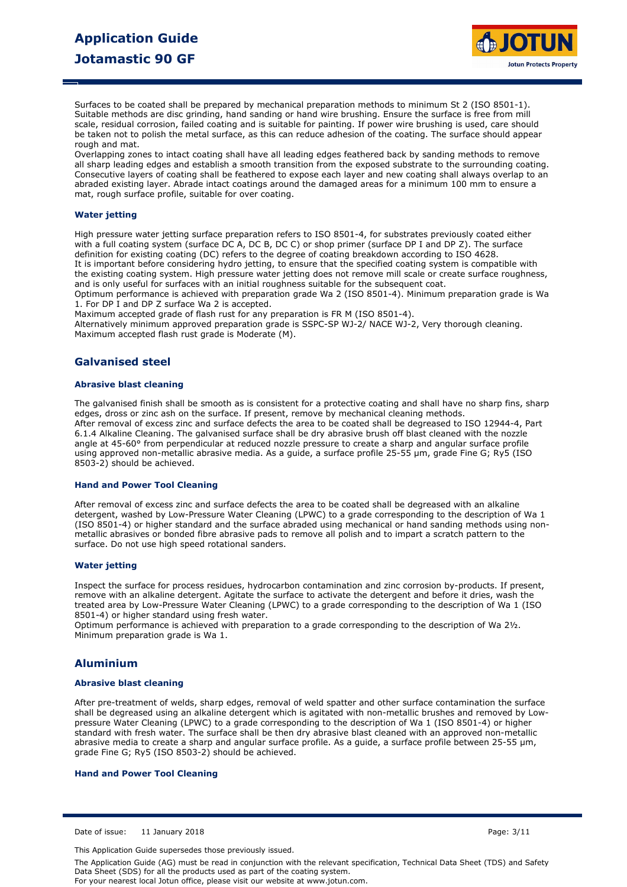Surfaces to be coated shall be prepared by mechanical preparation methods to minimum St 2 (ISO 8501-1). Suitable methods are disc grinding, hand sanding or hand wire brushing. Ensure the surface is free from mill scale, residual corrosion, failed coating and is suitable for painting. If power wire brushing is used, care should be taken not to polish the metal surface, as this can reduce adhesion of the coating. The surface should appear rough and mat.
Overlapping zones to intact coating shall have all leading edges feathered back by sanding methods to remove all sharp leading edges and establish a smooth transition from the exposed substrate to the surrounding coating. Consecutive layers of coating shall be feathered to expose each layer and new coating shall always overlap to an abraded existing layer. Abrade intact coatings around the damaged areas for a minimum 100 mm to ensure a mat, rough surface profile, suitable for over coating.

#### Water jetting

High pressure water jetting surface preparation refers to ISO 8501-4, for substrates previously coated either with a full coating system (surface DC A, DC B, DC C) or shop primer (surface DP I and DP Z). The surface definition for existing coating (DC) refers to the degree of coating breakdown according to ISO 4628.
It is important before considering hydro jetting, to ensure that the specified coating system is compatible with the existing coating system. High pressure water jetting does not remove mill scale or create surface roughness, and is only useful for surfaces with an initial roughness suitable for the subsequent coat.
Optimum performance is achieved with preparation grade Wa 2 (ISO 8501-4). Minimum preparation grade is Wa 1. For DP I and DP Z surface Wa 2 is accepted.
Maximum accepted grade of flash rust for any preparation is FR M (ISO 8501-4).
Alternatively minimum approved preparation grade is SSPC-SP WJ-2/ NACE WJ-2, Very thorough cleaning. Maximum accepted flash rust grade is Moderate (M).

### Galvanised steel

#### Abrasive blast cleaning

The galvanised finish shall be smooth as is consistent for a protective coating and shall have no sharp fins, sharp edges, dross or zinc ash on the surface. If present, remove by mechanical cleaning methods.
After removal of excess zinc and surface defects the area to be coated shall be degreased to ISO 12944-4, Part 6.1.4 Alkaline Cleaning. The galvanised surface shall be dry abrasive brush off blast cleaned with the nozzle angle at 45-60° from perpendicular at reduced nozzle pressure to create a sharp and angular surface profile using approved non-metallic abrasive media. As a guide, a surface profile 25-55 µm, grade Fine G; Ry5 (ISO 8503-2) should be achieved.

#### Hand and Power Tool Cleaning

After removal of excess zinc and surface defects the area to be coated shall be degreased with an alkaline detergent, washed by Low-Pressure Water Cleaning (LPWC) to a grade corresponding to the description of Wa 1 (ISO 8501-4) or higher standard and the surface abraded using mechanical or hand sanding methods using non-metallic abrasives or bonded fibre abrasive pads to remove all polish and to impart a scratch pattern to the surface. Do not use high speed rotational sanders.

#### Water jetting

Inspect the surface for process residues, hydrocarbon contamination and zinc corrosion by-products. If present, remove with an alkaline detergent. Agitate the surface to activate the detergent and before it dries, wash the treated area by Low-Pressure Water Cleaning (LPWC) to a grade corresponding to the description of Wa 1 (ISO 8501-4) or higher standard using fresh water.
Optimum performance is achieved with preparation to a grade corresponding to the description of Wa 2½. Minimum preparation grade is Wa 1.

### Aluminium

#### Abrasive blast cleaning

After pre-treatment of welds, sharp edges, removal of weld spatter and other surface contamination the surface shall be degreased using an alkaline detergent which is agitated with non-metallic brushes and removed by Low-pressure Water Cleaning (LPWC) to a grade corresponding to the description of Wa 1 (ISO 8501-4) or higher standard with fresh water. The surface shall be then dry abrasive blast cleaned with an approved non-metallic abrasive media to create a sharp and angular surface profile. As a guide, a surface profile between 25-55 µm, grade Fine G; Ry5 (ISO 8503-2) should be achieved.

#### Hand and Power Tool Cleaning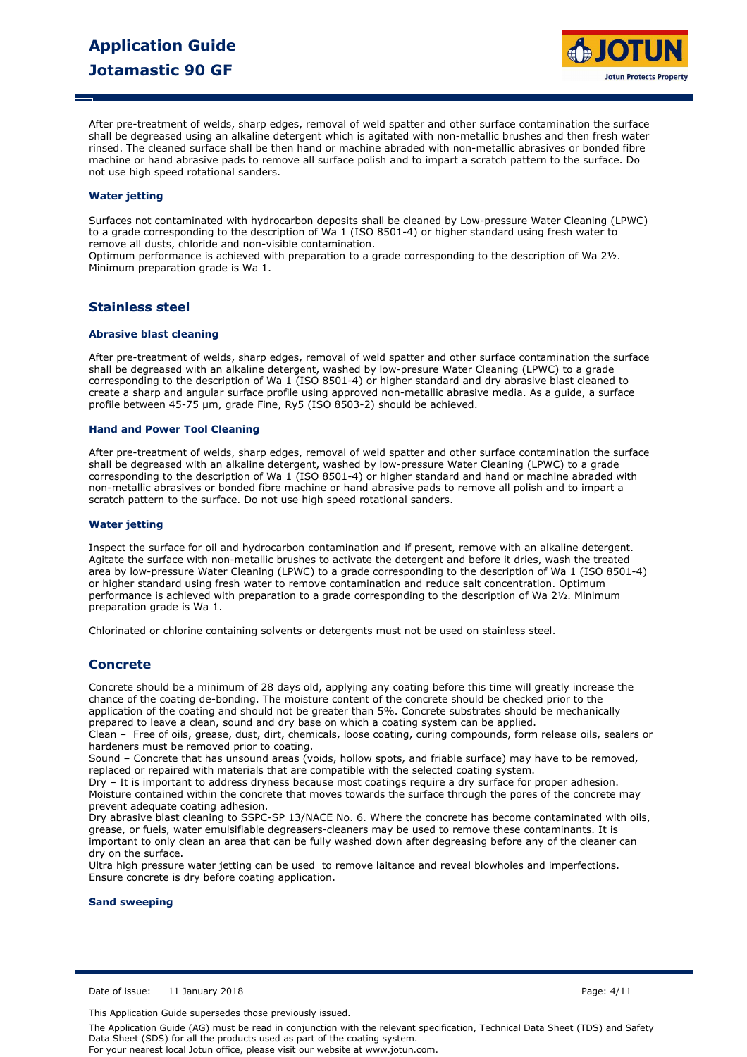After pre-treatment of welds, sharp edges, removal of weld spatter and other surface contamination the surface shall be degreased using an alkaline detergent which is agitated with non-metallic brushes and then fresh water rinsed. The cleaned surface shall be then hand or machine abraded with non-metallic abrasives or bonded fibre machine or hand abrasive pads to remove all surface polish and to impart a scratch pattern to the surface. Do not use high speed rotational sanders.

### Water jetting

Surfaces not contaminated with hydrocarbon deposits shall be cleaned by Low-pressure Water Cleaning (LPWC) to a grade corresponding to the description of Wa 1 (ISO 8501-4) or higher standard using fresh water to remove all dusts, chloride and non-visible contamination.
Optimum performance is achieved with preparation to a grade corresponding to the description of Wa 2½. Minimum preparation grade is Wa 1.

## Stainless steel

### Abrasive blast cleaning

After pre-treatment of welds, sharp edges, removal of weld spatter and other surface contamination the surface shall be degreased with an alkaline detergent, washed by low-presure Water Cleaning (LPWC) to a grade corresponding to the description of Wa 1 (ISO 8501-4) or higher standard and dry abrasive blast cleaned to create a sharp and angular surface profile using approved non-metallic abrasive media. As a guide, a surface profile between 45-75 µm, grade Fine, Ry5 (ISO 8503-2) should be achieved.

### Hand and Power Tool Cleaning

After pre-treatment of welds, sharp edges, removal of weld spatter and other surface contamination the surface shall be degreased with an alkaline detergent, washed by low-pressure Water Cleaning (LPWC) to a grade corresponding to the description of Wa 1 (ISO 8501-4) or higher standard and hand or machine abraded with non-metallic abrasives or bonded fibre machine or hand abrasive pads to remove all polish and to impart a scratch pattern to the surface. Do not use high speed rotational sanders.

### Water jetting

Inspect the surface for oil and hydrocarbon contamination and if present, remove with an alkaline detergent. Agitate the surface with non-metallic brushes to activate the detergent and before it dries, wash the treated area by low-pressure Water Cleaning (LPWC) to a grade corresponding to the description of Wa 1 (ISO 8501-4) or higher standard using fresh water to remove contamination and reduce salt concentration. Optimum performance is achieved with preparation to a grade corresponding to the description of Wa 2½. Minimum preparation grade is Wa 1.

Chlorinated or chlorine containing solvents or detergents must not be used on stainless steel.

## Concrete

Concrete should be a minimum of 28 days old, applying any coating before this time will greatly increase the chance of the coating de-bonding. The moisture content of the concrete should be checked prior to the application of the coating and should not be greater than 5%. Concrete substrates should be mechanically prepared to leave a clean, sound and dry base on which a coating system can be applied.
Clean – Free of oils, grease, dust, dirt, chemicals, loose coating, curing compounds, form release oils, sealers or hardeners must be removed prior to coating.
Sound – Concrete that has unsound areas (voids, hollow spots, and friable surface) may have to be removed, replaced or repaired with materials that are compatible with the selected coating system.
Dry – It is important to address dryness because most coatings require a dry surface for proper adhesion. Moisture contained within the concrete that moves towards the surface through the pores of the concrete may prevent adequate coating adhesion.
Dry abrasive blast cleaning to SSPC-SP 13/NACE No. 6. Where the concrete has become contaminated with oils, grease, or fuels, water emulsifiable degreasers-cleaners may be used to remove these contaminants. It is important to only clean an area that can be fully washed down after degreasing before any of the cleaner can dry on the surface.
Ultra high pressure water jetting can be used to remove laitance and reveal blowholes and imperfections. Ensure concrete is dry before coating application.

### Sand sweeping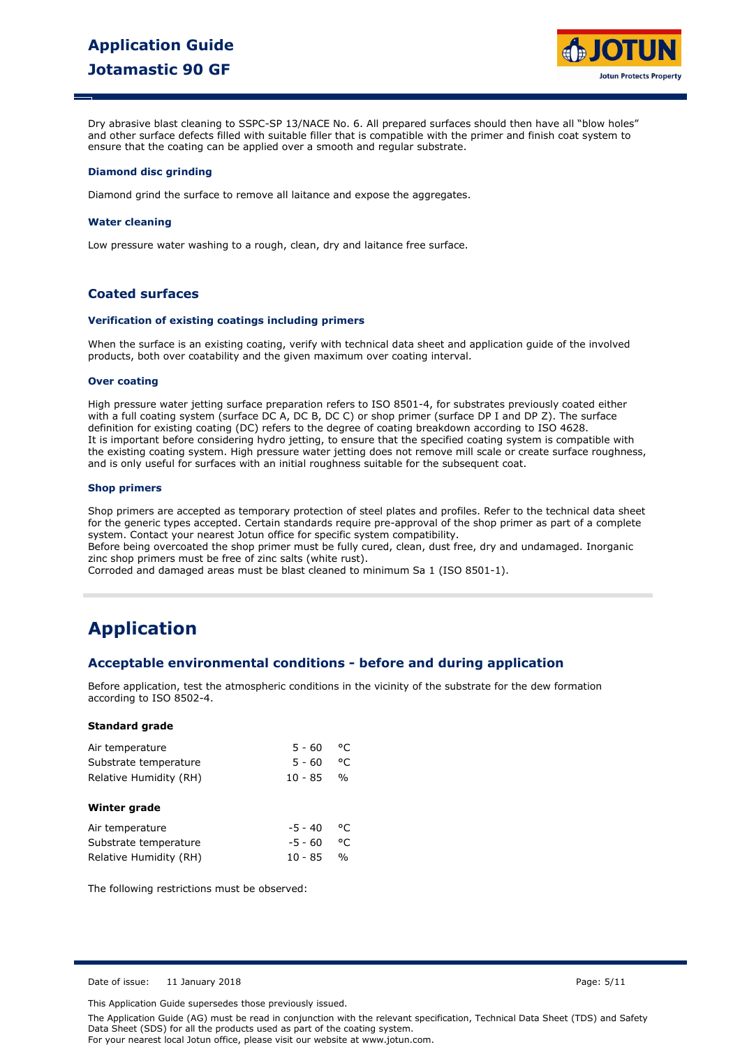Dry abrasive blast cleaning to SSPC-SP 13/NACE No. 6. All prepared surfaces should then have all "blow holes" and other surface defects filled with suitable filler that is compatible with the primer and finish coat system to ensure that the coating can be applied over a smooth and regular substrate.

#### Diamond disc grinding

Diamond grind the surface to remove all laitance and expose the aggregates.

#### Water cleaning

Low pressure water washing to a rough, clean, dry and laitance free surface.

### Coated surfaces

#### Verification of existing coatings including primers

When the surface is an existing coating, verify with technical data sheet and application guide of the involved products, both over coatability and the given maximum over coating interval.

#### Over coating

High pressure water jetting surface preparation refers to ISO 8501-4, for substrates previously coated either with a full coating system (surface DC A, DC B, DC C) or shop primer (surface DP I and DP Z). The surface definition for existing coating (DC) refers to the degree of coating breakdown according to ISO 4628.
It is important before considering hydro jetting, to ensure that the specified coating system is compatible with the existing coating system. High pressure water jetting does not remove mill scale or create surface roughness, and is only useful for surfaces with an initial roughness suitable for the subsequent coat.

#### Shop primers

Shop primers are accepted as temporary protection of steel plates and profiles. Refer to the technical data sheet for the generic types accepted. Certain standards require pre-approval of the shop primer as part of a complete system. Contact your nearest Jotun office for specific system compatibility.
Before being overcoated the shop primer must be fully cured, clean, dust free, dry and undamaged. Inorganic zinc shop primers must be free of zinc salts (white rust).
Corroded and damaged areas must be blast cleaned to minimum Sa 1 (ISO 8501-1).

# Application

## Acceptable environmental conditions - before and during application

Before application, test the atmospheric conditions in the vicinity of the substrate for the dew formation according to ISO 8502-4.

**Standard grade**

| | | |
|---|---|---|
| Air temperature | 5 - 60 | °C |
| Substrate temperature | 5 - 60 | °C |
| Relative Humidity (RH) | 10 - 85 | % |

**Winter grade**

| | | |
|---|---|---|
| Air temperature | -5 - 40 | °C |
| Substrate temperature | -5 - 60 | °C |
| Relative Humidity (RH) | 10 - 85 | % |

The following restrictions must be observed: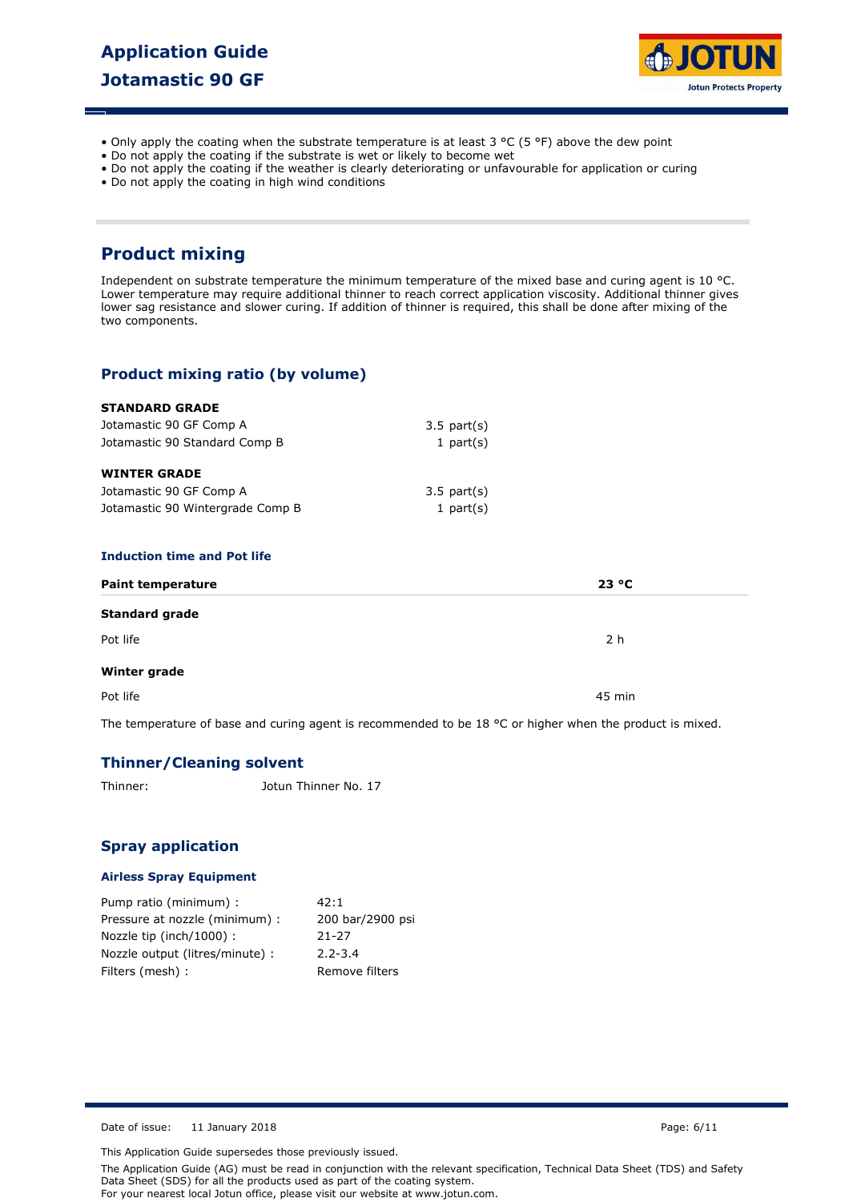- Only apply the coating when the substrate temperature is at least 3 °C (5 °F) above the dew point
- Do not apply the coating if the substrate is wet or likely to become wet
- Do not apply the coating if the weather is clearly deteriorating or unfavourable for application or curing
- Do not apply the coating in high wind conditions

## Product mixing

Independent on substrate temperature the minimum temperature of the mixed base and curing agent is 10 °C. Lower temperature may require additional thinner to reach correct application viscosity. Additional thinner gives lower sag resistance and slower curing. If addition of thinner is required, this shall be done after mixing of the two components.

### Product mixing ratio (by volume)

**STANDARD GRADE**

| | |
|---|---|
| Jotamastic 90 GF Comp A | 3.5 part(s) |
| Jotamastic 90 Standard Comp B | 1 part(s) |

**WINTER GRADE**

| | |
|---|---|
| Jotamastic 90 GF Comp A | 3.5 part(s) |
| Jotamastic 90 Wintergrade Comp B | 1 part(s) |

#### Induction time and Pot life

| Paint temperature | 23 °C |
|---|---|
| **Standard grade** | |
| Pot life | 2 h |
| **Winter grade** | |
| Pot life | 45 min |

The temperature of base and curing agent is recommended to be 18 °C or higher when the product is mixed.

### Thinner/Cleaning solvent

Thinner: Jotun Thinner No. 17

### Spray application

#### Airless Spray Equipment

| | |
|---|---|
| Pump ratio (minimum) : | 42:1 |
| Pressure at nozzle (minimum) : | 200 bar/2900 psi |
| Nozzle tip (inch/1000) : | 21-27 |
| Nozzle output (litres/minute) : | 2.2-3.4 |
| Filters (mesh) : | Remove filters |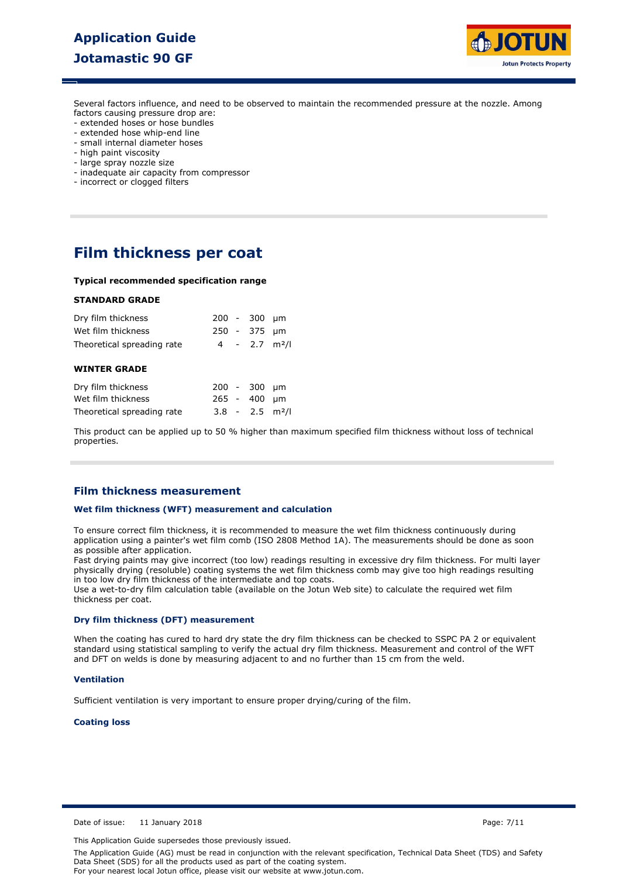Several factors influence, and need to be observed to maintain the recommended pressure at the nozzle. Among factors causing pressure drop are:

- extended hoses or hose bundles
- extended hose whip-end line
- small internal diameter hoses
- high paint viscosity
- large spray nozzle size
- inadequate air capacity from compressor
- incorrect or clogged filters

# Film thickness per coat

**Typical recommended specification range**

**STANDARD GRADE**

| | | | | |
|---|---|---|---|---|
| Dry film thickness | 200 | - | 300 | µm |
| Wet film thickness | 250 | - | 375 | µm |
| Theoretical spreading rate | 4 | - | 2.7 | m²/l |

**WINTER GRADE**

| | | | | |
|---|---|---|---|---|
| Dry film thickness | 200 | - | 300 | µm |
| Wet film thickness | 265 | - | 400 | µm |
| Theoretical spreading rate | 3.8 | - | 2.5 | m²/l |

This product can be applied up to 50 % higher than maximum specified film thickness without loss of technical properties.

## Film thickness measurement

### Wet film thickness (WFT) measurement and calculation

To ensure correct film thickness, it is recommended to measure the wet film thickness continuously during application using a painter's wet film comb (ISO 2808 Method 1A). The measurements should be done as soon as possible after application.

Fast drying paints may give incorrect (too low) readings resulting in excessive dry film thickness. For multi layer physically drying (resoluble) coating systems the wet film thickness comb may give too high readings resulting in too low dry film thickness of the intermediate and top coats.

Use a wet-to-dry film calculation table (available on the Jotun Web site) to calculate the required wet film thickness per coat.

### Dry film thickness (DFT) measurement

When the coating has cured to hard dry state the dry film thickness can be checked to SSPC PA 2 or equivalent standard using statistical sampling to verify the actual dry film thickness. Measurement and control of the WFT and DFT on welds is done by measuring adjacent to and no further than 15 cm from the weld.

### Ventilation

Sufficient ventilation is very important to ensure proper drying/curing of the film.

### Coating loss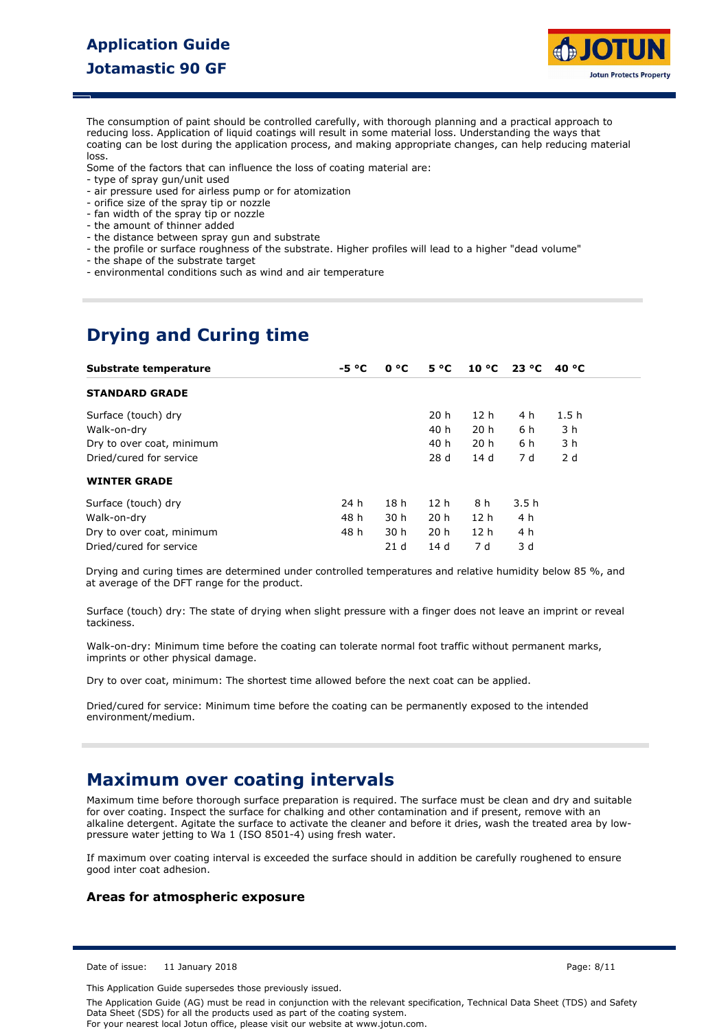The consumption of paint should be controlled carefully, with thorough planning and a practical approach to reducing loss. Application of liquid coatings will result in some material loss. Understanding the ways that coating can be lost during the application process, and making appropriate changes, can help reducing material loss.

Some of the factors that can influence the loss of coating material are:

- type of spray gun/unit used
- air pressure used for airless pump or for atomization
- orifice size of the spray tip or nozzle
- fan width of the spray tip or nozzle
- the amount of thinner added
- the distance between spray gun and substrate
- the profile or surface roughness of the substrate. Higher profiles will lead to a higher "dead volume"
- the shape of the substrate target
- environmental conditions such as wind and air temperature

## Drying and Curing time

| Substrate temperature | -5 °C | 0 °C | 5 °C | 10 °C | 23 °C | 40 °C |
|---|---|---|---|---|---|---|
| **STANDARD GRADE** | | | | | | |
| Surface (touch) dry | | | 20 h | 12 h | 4 h | 1.5 h |
| Walk-on-dry | | | 40 h | 20 h | 6 h | 3 h |
| Dry to over coat, minimum | | | 40 h | 20 h | 6 h | 3 h |
| Dried/cured for service | | | 28 d | 14 d | 7 d | 2 d |
| **WINTER GRADE** | | | | | | |
| Surface (touch) dry | 24 h | 18 h | 12 h | 8 h | 3.5 h | |
| Walk-on-dry | 48 h | 30 h | 20 h | 12 h | 4 h | |
| Dry to over coat, minimum | 48 h | 30 h | 20 h | 12 h | 4 h | |
| Dried/cured for service | | 21 d | 14 d | 7 d | 3 d | |

Drying and curing times are determined under controlled temperatures and relative humidity below 85 %, and at average of the DFT range for the product.

Surface (touch) dry: The state of drying when slight pressure with a finger does not leave an imprint or reveal tackiness.

Walk-on-dry: Minimum time before the coating can tolerate normal foot traffic without permanent marks, imprints or other physical damage.

Dry to over coat, minimum: The shortest time allowed before the next coat can be applied.

Dried/cured for service: Minimum time before the coating can be permanently exposed to the intended environment/medium.

## Maximum over coating intervals

Maximum time before thorough surface preparation is required. The surface must be clean and dry and suitable for over coating. Inspect the surface for chalking and other contamination and if present, remove with an alkaline detergent. Agitate the surface to activate the cleaner and before it dries, wash the treated area by low-pressure water jetting to Wa 1 (ISO 8501-4) using fresh water.

If maximum over coating interval is exceeded the surface should in addition be carefully roughened to ensure good inter coat adhesion.

### Areas for atmospheric exposure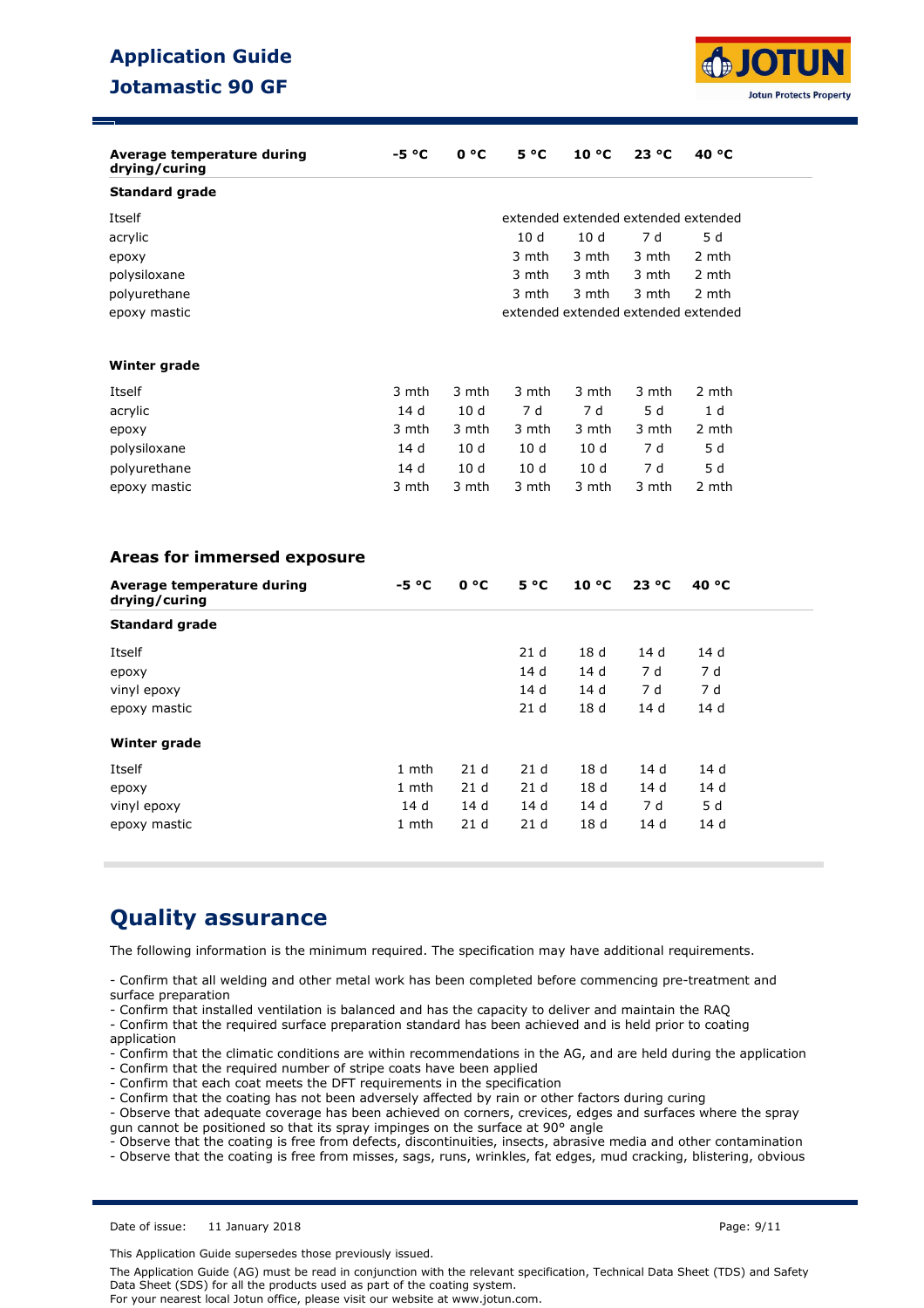| Average temperature during drying/curing | -5 °C | 0 °C | 5 °C | 10 °C | 23 °C | 40 °C |
|---|---|---|---|---|---|---|
| **Standard grade** | | | | | | |
| Itself | | | extended | extended | extended | extended |
| acrylic | | | 10 d | 10 d | 7 d | 5 d |
| epoxy | | | 3 mth | 3 mth | 3 mth | 2 mth |
| polysiloxane | | | 3 mth | 3 mth | 3 mth | 2 mth |
| polyurethane | | | 3 mth | 3 mth | 3 mth | 2 mth |
| epoxy mastic | | | extended | extended | extended | extended |
| **Winter grade** | | | | | | |
| Itself | 3 mth | 3 mth | 3 mth | 3 mth | 3 mth | 2 mth |
| acrylic | 14 d | 10 d | 7 d | 7 d | 5 d | 1 d |
| epoxy | 3 mth | 3 mth | 3 mth | 3 mth | 3 mth | 2 mth |
| polysiloxane | 14 d | 10 d | 10 d | 10 d | 7 d | 5 d |
| polyurethane | 14 d | 10 d | 10 d | 10 d | 7 d | 5 d |
| epoxy mastic | 3 mth | 3 mth | 3 mth | 3 mth | 3 mth | 2 mth |

### Areas for immersed exposure

| Average temperature during drying/curing | -5 °C | 0 °C | 5 °C | 10 °C | 23 °C | 40 °C |
|---|---|---|---|---|---|---|
| **Standard grade** | | | | | | |
| Itself | | | 21 d | 18 d | 14 d | 14 d |
| epoxy | | | 14 d | 14 d | 7 d | 7 d |
| vinyl epoxy | | | 14 d | 14 d | 7 d | 7 d |
| epoxy mastic | | | 21 d | 18 d | 14 d | 14 d |
| **Winter grade** | | | | | | |
| Itself | 1 mth | 21 d | 21 d | 18 d | 14 d | 14 d |
| epoxy | 1 mth | 21 d | 21 d | 18 d | 14 d | 14 d |
| vinyl epoxy | 14 d | 14 d | 14 d | 14 d | 7 d | 5 d |
| epoxy mastic | 1 mth | 21 d | 21 d | 18 d | 14 d | 14 d |

## Quality assurance

The following information is the minimum required. The specification may have additional requirements.

- Confirm that all welding and other metal work has been completed before commencing pre-treatment and surface preparation
- Confirm that installed ventilation is balanced and has the capacity to deliver and maintain the RAQ
- Confirm that the required surface preparation standard has been achieved and is held prior to coating application
- Confirm that the climatic conditions are within recommendations in the AG, and are held during the application
- Confirm that the required number of stripe coats have been applied
- Confirm that each coat meets the DFT requirements in the specification
- Confirm that the coating has not been adversely affected by rain or other factors during curing
- Observe that adequate coverage has been achieved on corners, crevices, edges and surfaces where the spray gun cannot be positioned so that its spray impinges on the surface at 90° angle
- Observe that the coating is free from defects, discontinuities, insects, abrasive media and other contamination
- Observe that the coating is free from misses, sags, runs, wrinkles, fat edges, mud cracking, blistering, obvious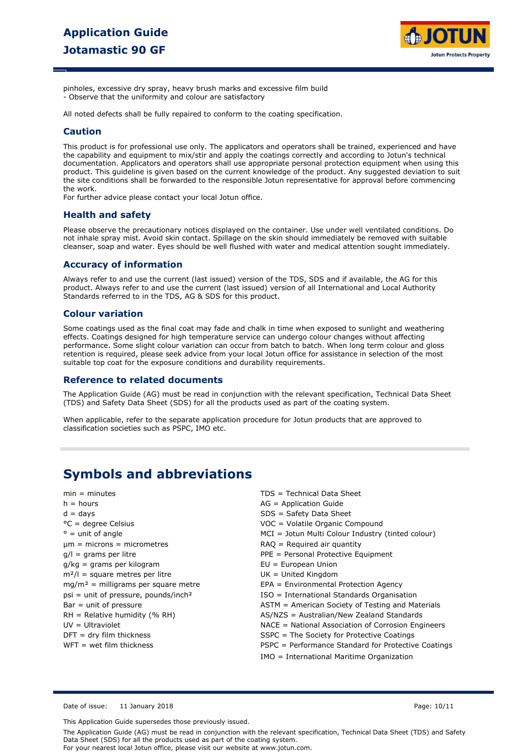pinholes, excessive dry spray, heavy brush marks and excessive film build
- Observe that the uniformity and colour are satisfactory

All noted defects shall be fully repaired to conform to the coating specification.

### Caution

This product is for professional use only. The applicators and operators shall be trained, experienced and have the capability and equipment to mix/stir and apply the coatings correctly and according to Jotun's technical documentation. Applicators and operators shall use appropriate personal protection equipment when using this product. This guideline is given based on the current knowledge of the product. Any suggested deviation to suit the site conditions shall be forwarded to the responsible Jotun representative for approval before commencing the work.
For further advice please contact your local Jotun office.

### Health and safety

Please observe the precautionary notices displayed on the container. Use under well ventilated conditions. Do not inhale spray mist. Avoid skin contact. Spillage on the skin should immediately be removed with suitable cleanser, soap and water. Eyes should be well flushed with water and medical attention sought immediately.

### Accuracy of information

Always refer to and use the current (last issued) version of the TDS, SDS and if available, the AG for this product. Always refer to and use the current (last issued) version of all International and Local Authority Standards referred to in the TDS, AG & SDS for this product.

### Colour variation

Some coatings used as the final coat may fade and chalk in time when exposed to sunlight and weathering effects. Coatings designed for high temperature service can undergo colour changes without affecting performance. Some slight colour variation can occur from batch to batch. When long term colour and gloss retention is required, please seek advice from your local Jotun office for assistance in selection of the most suitable top coat for the exposure conditions and durability requirements.

### Reference to related documents

The Application Guide (AG) must be read in conjunction with the relevant specification, Technical Data Sheet (TDS) and Safety Data Sheet (SDS) for all the products used as part of the coating system.

When applicable, refer to the separate application procedure for Jotun products that are approved to classification societies such as PSPC, IMO etc.

## Symbols and abbreviations

min = minutes
h = hours
d = days
°C = degree Celsius
° = unit of angle
µm = microns = micrometres
g/l = grams per litre
g/kg = grams per kilogram
m²/l = square metres per litre
mg/m² = milligrams per square metre
psi = unit of pressure, pounds/inch²
Bar = unit of pressure
RH = Relative humidity (% RH)
UV = Ultraviolet
DFT = dry film thickness
WFT = wet film thickness

TDS = Technical Data Sheet
AG = Application Guide
SDS = Safety Data Sheet
VOC = Volatile Organic Compound
MCI = Jotun Multi Colour Industry (tinted colour)
RAQ = Required air quantity
PPE = Personal Protective Equipment
EU = European Union
UK = United Kingdom
EPA = Environmental Protection Agency
ISO = International Standards Organisation
ASTM = American Society of Testing and Materials
AS/NZS = Australian/New Zealand Standards
NACE = National Association of Corrosion Engineers
SSPC = The Society for Protective Coatings
PSPC = Performance Standard for Protective Coatings
IMO = International Maritime Organization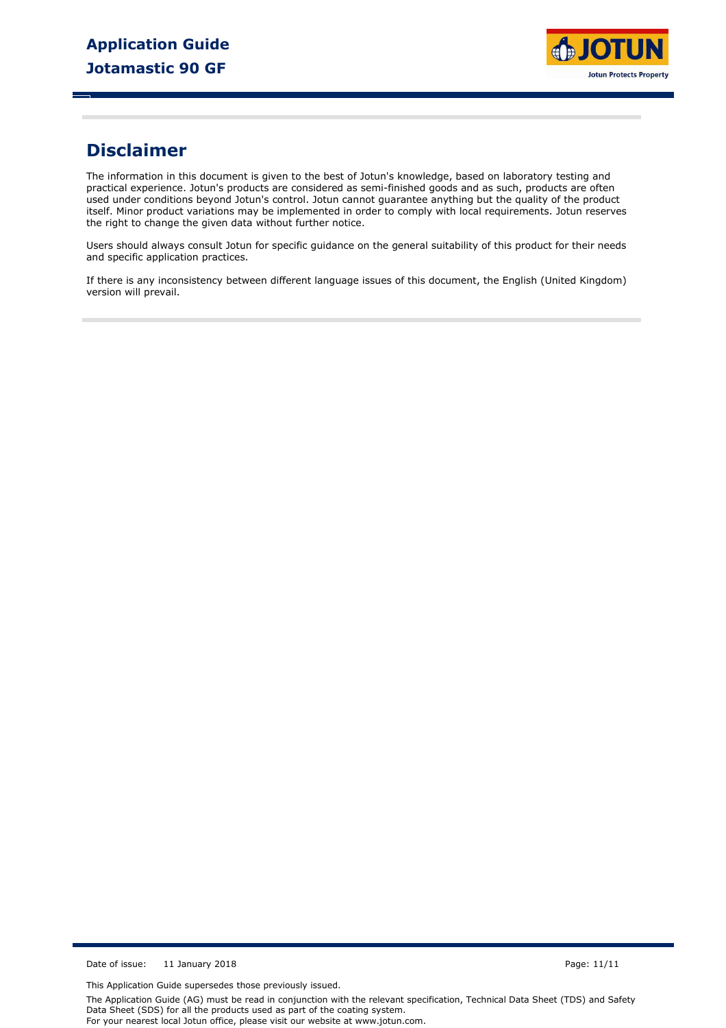# Disclaimer

The information in this document is given to the best of Jotun's knowledge, based on laboratory testing and practical experience. Jotun's products are considered as semi-finished goods and as such, products are often used under conditions beyond Jotun's control. Jotun cannot guarantee anything but the quality of the product itself. Minor product variations may be implemented in order to comply with local requirements. Jotun reserves the right to change the given data without further notice.

Users should always consult Jotun for specific guidance on the general suitability of this product for their needs and specific application practices.

If there is any inconsistency between different language issues of this document, the English (United Kingdom) version will prevail.